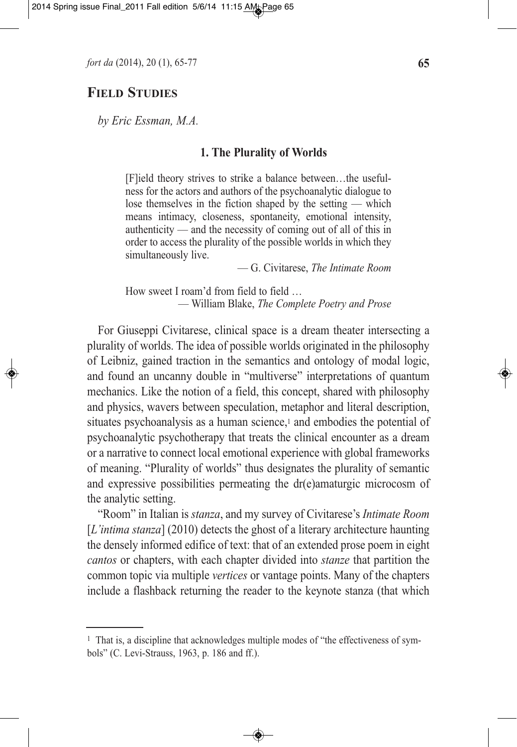# Field Studies

*by Eric Essman, M.A.*

## 1. The Plurality of Worlds

> [F]ield theory strives to strike a balance between…the usefulness for the actors and authors of the psychoanalytic dialogue to lose themselves in the fiction shaped by the setting — which means intimacy, closeness, spontaneity, emotional intensity, authenticity — and the necessity of coming out of all of this in order to access the plurality of the possible worlds in which they simultaneously live.
>
> — G. Civitarese, *The Intimate Room*

> How sweet I roam'd from field to field …
>
> — William Blake, *The Complete Poetry and Prose*

For Giuseppi Civitarese, clinical space is a dream theater intersecting a plurality of worlds. The idea of possible worlds originated in the philosophy of Leibniz, gained traction in the semantics and ontology of modal logic, and found an uncanny double in "multiverse" interpretations of quantum mechanics. Like the notion of a field, this concept, shared with philosophy and physics, wavers between speculation, metaphor and literal description, situates psychoanalysis as a human science,[1] and embodies the potential of psychoanalytic psychotherapy that treats the clinical encounter as a dream or a narrative to connect local emotional experience with global frameworks of meaning. "Plurality of worlds" thus designates the plurality of semantic and expressive possibilities permeating the dr(e)amaturgic microcosm of the analytic setting.

"Room" in Italian is *stanza*, and my survey of Civitarese's *Intimate Room* [*L'intima stanza*] (2010) detects the ghost of a literary architecture haunting the densely informed edifice of text: that of an extended prose poem in eight *cantos* or chapters, with each chapter divided into *stanze* that partition the common topic via multiple *vertices* or vantage points. Many of the chapters include a flashback returning the reader to the keynote stanza (that which

---

[1] That is, a discipline that acknowledges multiple modes of "the effectiveness of symbols" (C. Levi-Strauss, 1963, p. 186 and ff.).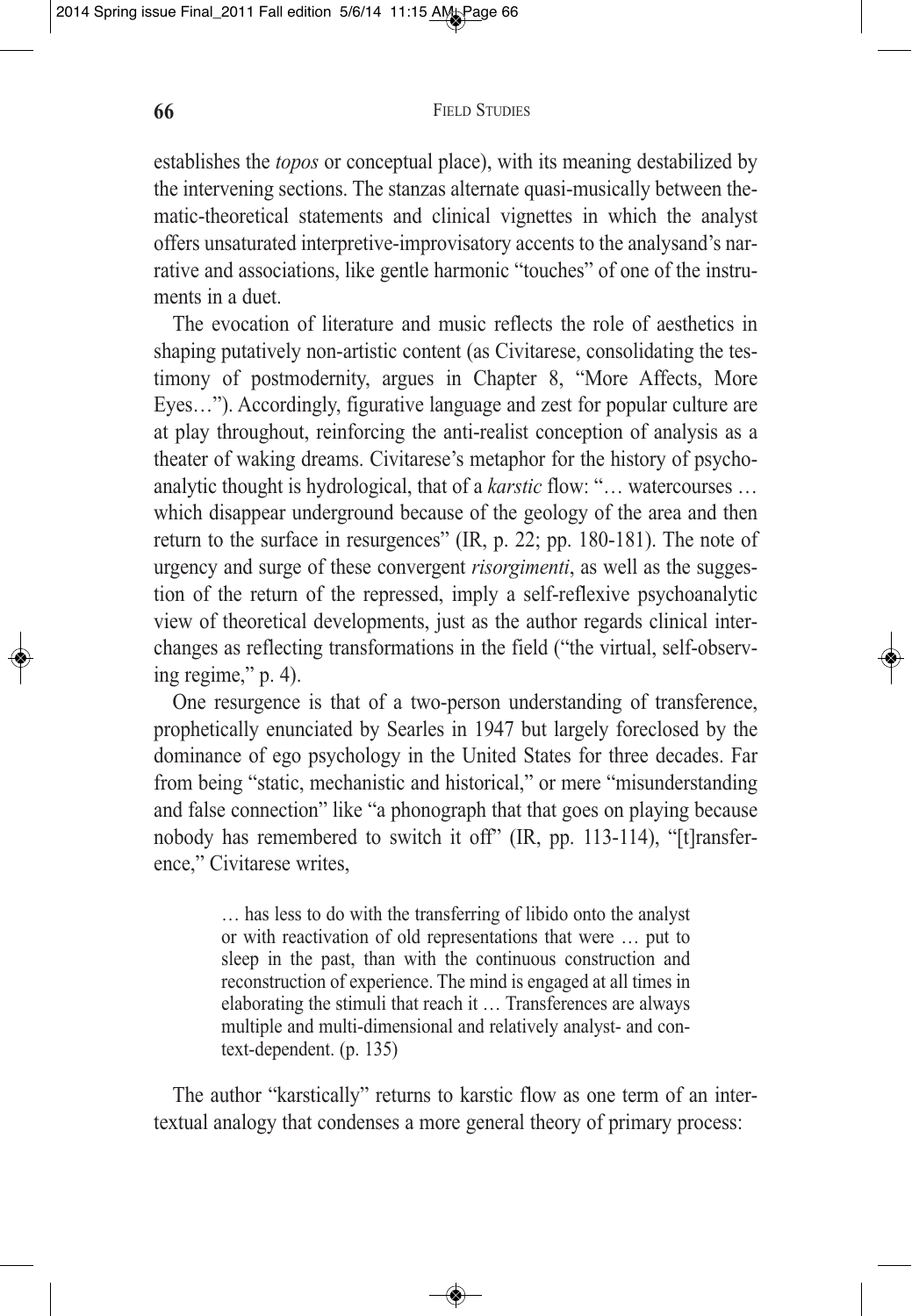establishes the *topos* or conceptual place), with its meaning destabilized by the intervening sections. The stanzas alternate quasi-musically between thematic-theoretical statements and clinical vignettes in which the analyst offers unsaturated interpretive-improvisatory accents to the analysand's narrative and associations, like gentle harmonic "touches" of one of the instruments in a duet.

The evocation of literature and music reflects the role of aesthetics in shaping putatively non-artistic content (as Civitarese, consolidating the testimony of postmodernity, argues in Chapter 8, "More Affects, More Eyes…"). Accordingly, figurative language and zest for popular culture are at play throughout, reinforcing the anti-realist conception of analysis as a theater of waking dreams. Civitarese's metaphor for the history of psychoanalytic thought is hydrological, that of a *karstic* flow: "… watercourses … which disappear underground because of the geology of the area and then return to the surface in resurgences" (IR, p. 22; pp. 180-181). The note of urgency and surge of these convergent *risorgimenti*, as well as the suggestion of the return of the repressed, imply a self-reflexive psychoanalytic view of theoretical developments, just as the author regards clinical interchanges as reflecting transformations in the field ("the virtual, self-observing regime," p. 4).

One resurgence is that of a two-person understanding of transference, prophetically enunciated by Searles in 1947 but largely foreclosed by the dominance of ego psychology in the United States for three decades. Far from being "static, mechanistic and historical," or mere "misunderstanding and false connection" like "a phonograph that that goes on playing because nobody has remembered to switch it off" (IR, pp. 113-114), "[t]ransference," Civitarese writes,

> … has less to do with the transferring of libido onto the analyst or with reactivation of old representations that were … put to sleep in the past, than with the continuous construction and reconstruction of experience. The mind is engaged at all times in elaborating the stimuli that reach it … Transferences are always multiple and multi-dimensional and relatively analyst- and context-dependent. (p. 135)

The author "karstically" returns to karstic flow as one term of an intertextual analogy that condenses a more general theory of primary process: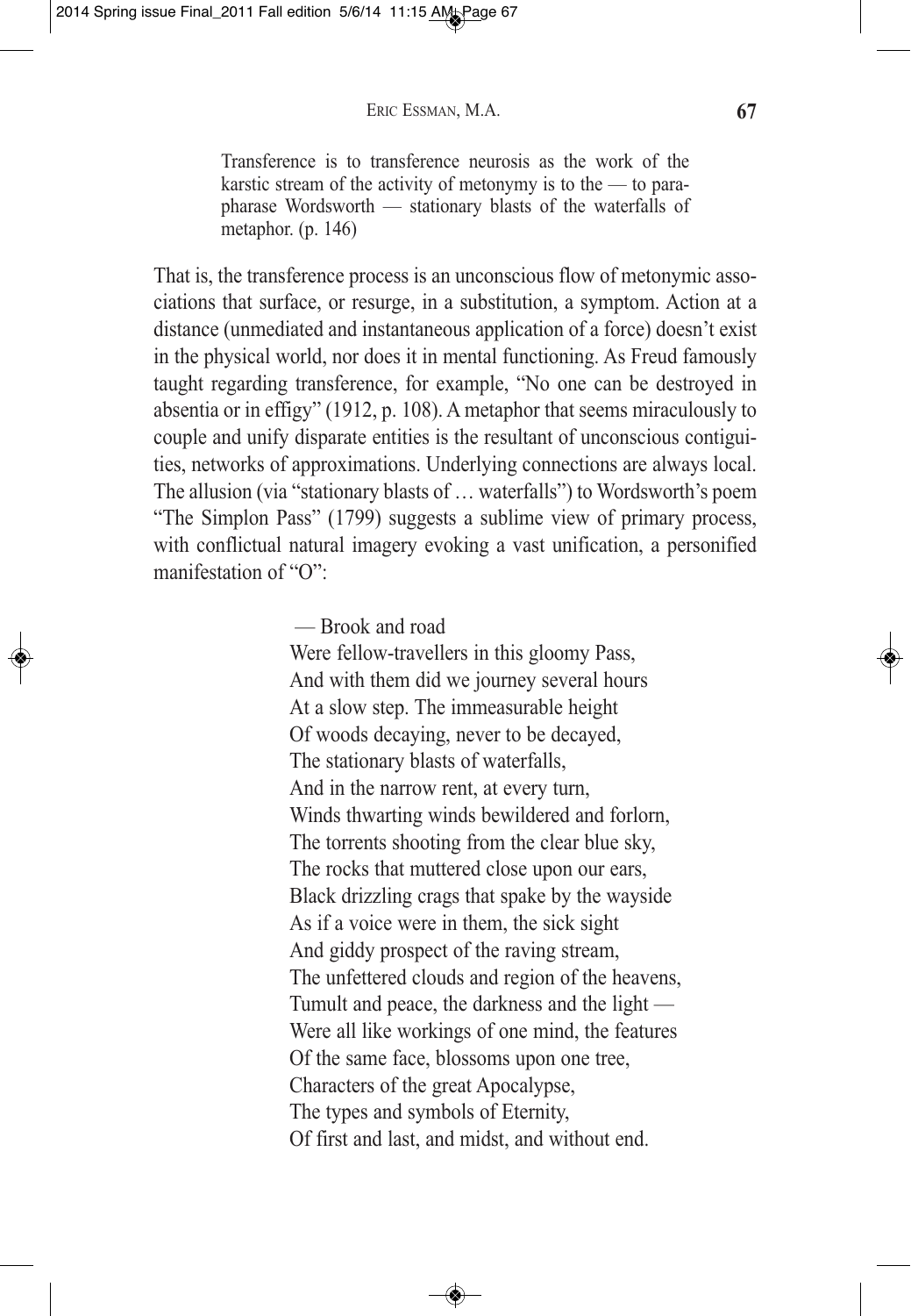> Transference is to transference neurosis as the work of the karstic stream of the activity of metonymy is to the — to parapharase Wordsworth — stationary blasts of the waterfalls of metaphor. (p. 146)

That is, the transference process is an unconscious flow of metonymic associations that surface, or resurge, in a substitution, a symptom. Action at a distance (unmediated and instantaneous application of a force) doesn't exist in the physical world, nor does it in mental functioning. As Freud famously taught regarding transference, for example, "No one can be destroyed in absentia or in effigy" (1912, p. 108). A metaphor that seems miraculously to couple and unify disparate entities is the resultant of unconscious contiguities, networks of approximations. Underlying connections are always local. The allusion (via "stationary blasts of … waterfalls") to Wordsworth's poem "The Simplon Pass" (1799) suggests a sublime view of primary process, with conflictual natural imagery evoking a vast unification, a personified manifestation of "O":

> — Brook and road
> Were fellow-travellers in this gloomy Pass,
> And with them did we journey several hours
> At a slow step. The immeasurable height
> Of woods decaying, never to be decayed,
> The stationary blasts of waterfalls,
> And in the narrow rent, at every turn,
> Winds thwarting winds bewildered and forlorn,
> The torrents shooting from the clear blue sky,
> The rocks that muttered close upon our ears,
> Black drizzling crags that spake by the wayside
> As if a voice were in them, the sick sight
> And giddy prospect of the raving stream,
> The unfettered clouds and region of the heavens,
> Tumult and peace, the darkness and the light —
> Were all like workings of one mind, the features
> Of the same face, blossoms upon one tree,
> Characters of the great Apocalypse,
> The types and symbols of Eternity,
> Of first and last, and midst, and without end.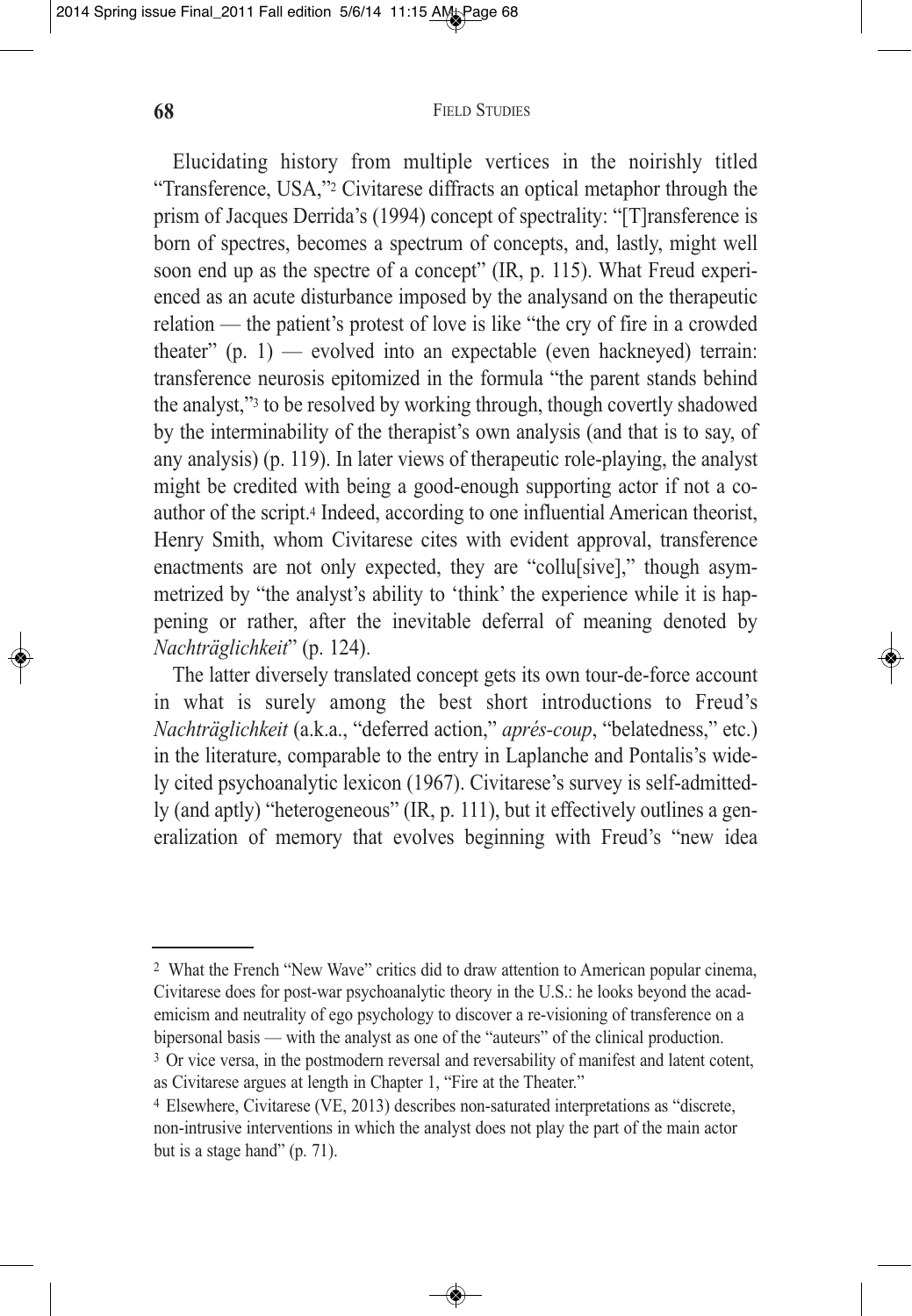Elucidating history from multiple vertices in the noirishly titled "Transference, USA,"[2] Civitarese diffracts an optical metaphor through the prism of Jacques Derrida's (1994) concept of spectrality: "[T]ransference is born of spectres, becomes a spectrum of concepts, and, lastly, might well soon end up as the spectre of a concept" (IR, p. 115). What Freud experienced as an acute disturbance imposed by the analysand on the therapeutic relation — the patient's protest of love is like "the cry of fire in a crowded theater" (p. 1) — evolved into an expectable (even hackneyed) terrain: transference neurosis epitomized in the formula "the parent stands behind the analyst,"[3] to be resolved by working through, though covertly shadowed by the interminability of the therapist's own analysis (and that is to say, of any analysis) (p. 119). In later views of therapeutic role-playing, the analyst might be credited with being a good-enough supporting actor if not a co-author of the script.[4] Indeed, according to one influential American theorist, Henry Smith, whom Civitarese cites with evident approval, transference enactments are not only expected, they are "collu[sive]," though asymmetrized by "the analyst's ability to 'think' the experience while it is happening or rather, after the inevitable deferral of meaning denoted by *Nachträglichkeit*" (p. 124).

The latter diversely translated concept gets its own tour-de-force account in what is surely among the best short introductions to Freud's *Nachträglichkeit* (a.k.a., "deferred action," *aprés-coup*, "belatedness," etc.) in the literature, comparable to the entry in Laplanche and Pontalis's widely cited psychoanalytic lexicon (1967). Civitarese's survey is self-admittedly (and aptly) "heterogeneous" (IR, p. 111), but it effectively outlines a generalization of memory that evolves beginning with Freud's "new idea

---

[2] What the French "New Wave" critics did to draw attention to American popular cinema, Civitarese does for post-war psychoanalytic theory in the U.S.: he looks beyond the academicism and neutrality of ego psychology to discover a re-visioning of transference on a bipersonal basis — with the analyst as one of the "auteurs" of the clinical production.

[3] Or vice versa, in the postmodern reversal and reversability of manifest and latent cotent, as Civitarese argues at length in Chapter 1, "Fire at the Theater."

[4] Elsewhere, Civitarese (VE, 2013) describes non-saturated interpretations as "discrete, non-intrusive interventions in which the analyst does not play the part of the main actor but is a stage hand" (p. 71).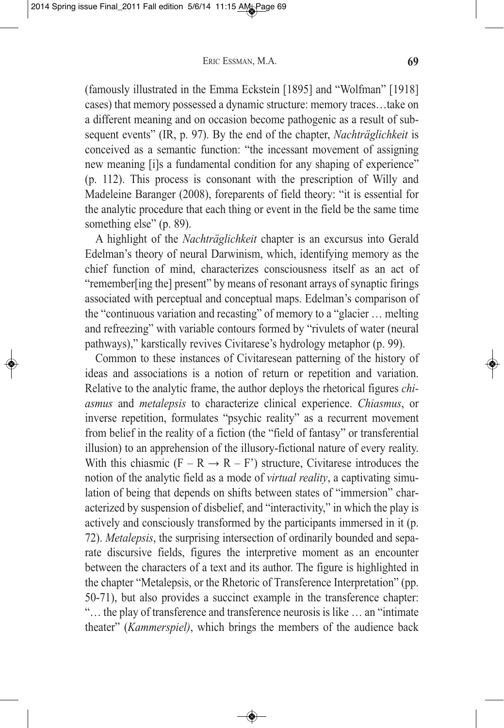(famously illustrated in the Emma Eckstein [1895] and "Wolfman" [1918] cases) that memory possessed a dynamic structure: memory traces…take on a different meaning and on occasion become pathogenic as a result of subsequent events" (IR, p. 97). By the end of the chapter, *Nachträglichkeit* is conceived as a semantic function: "the incessant movement of assigning new meaning [i]s a fundamental condition for any shaping of experience" (p. 112). This process is consonant with the prescription of Willy and Madeleine Baranger (2008), foreparents of field theory: "it is essential for the analytic procedure that each thing or event in the field be the same time something else" (p. 89).

A highlight of the *Nachträglichkeit* chapter is an excursus into Gerald Edelman's theory of neural Darwinism, which, identifying memory as the chief function of mind, characterizes consciousness itself as an act of "remember[ing the] present" by means of resonant arrays of synaptic firings associated with perceptual and conceptual maps. Edelman's comparison of the "continuous variation and recasting" of memory to a "glacier … melting and refreezing" with variable contours formed by "rivulets of water (neural pathways)," karstically revives Civitarese's hydrology metaphor (p. 99).

Common to these instances of Civitaresean patterning of the history of ideas and associations is a notion of return or repetition and variation. Relative to the analytic frame, the author deploys the rhetorical figures *chiasmus* and *metalepsis* to characterize clinical experience. *Chiasmus*, or inverse repetition, formulates "psychic reality" as a recurrent movement from belief in the reality of a fiction (the "field of fantasy" or transferential illusion) to an apprehension of the illusory-fictional nature of every reality. With this chiasmic (F – R → R – F') structure, Civitarese introduces the notion of the analytic field as a mode of *virtual reality*, a captivating simulation of being that depends on shifts between states of "immersion" characterized by suspension of disbelief, and "interactivity," in which the play is actively and consciously transformed by the participants immersed in it (p. 72). *Metalepsis*, the surprising intersection of ordinarily bounded and separate discursive fields, figures the interpretive moment as an encounter between the characters of a text and its author. The figure is highlighted in the chapter "Metalepsis, or the Rhetoric of Transference Interpretation" (pp. 50-71), but also provides a succinct example in the transference chapter: "… the play of transference and transference neurosis is like … an "intimate theater" (*Kammerspiel)*, which brings the members of the audience back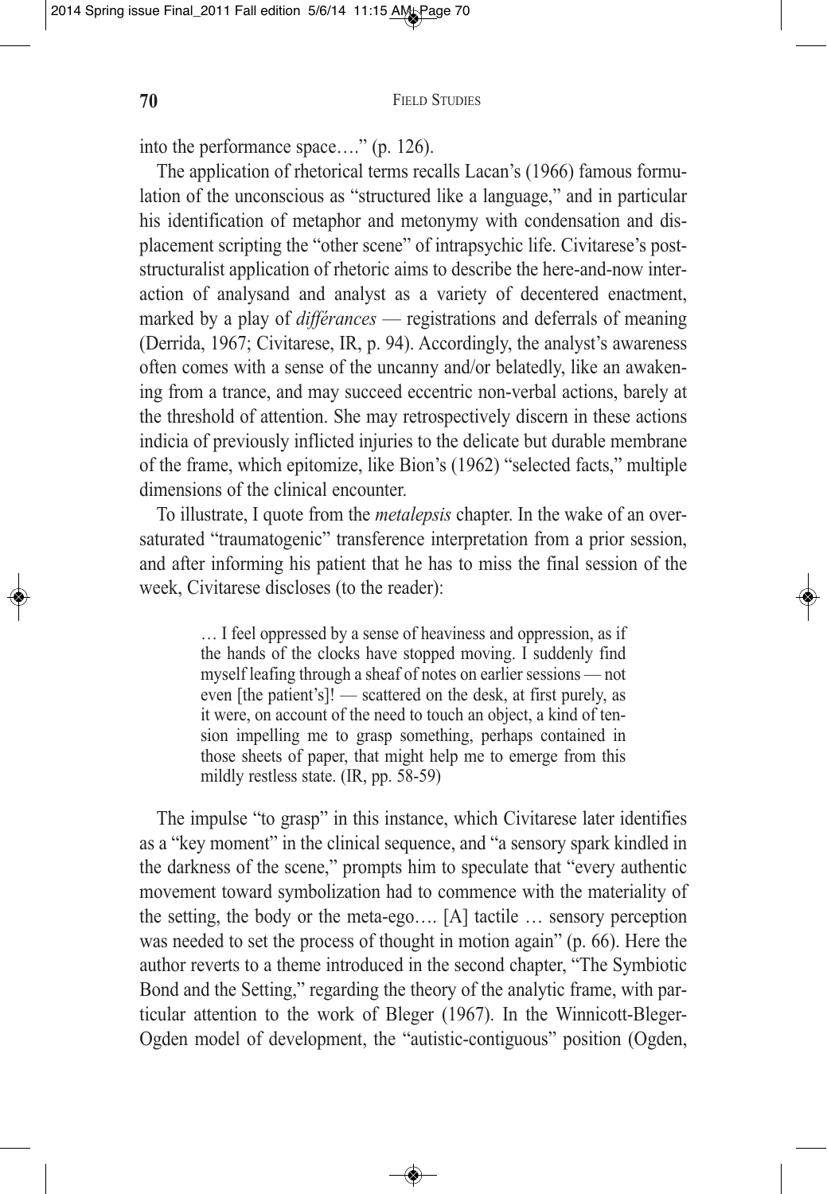into the performance space…." (p. 126).

The application of rhetorical terms recalls Lacan's (1966) famous formulation of the unconscious as "structured like a language," and in particular his identification of metaphor and metonymy with condensation and displacement scripting the "other scene" of intrapsychic life. Civitarese's poststructuralist application of rhetoric aims to describe the here-and-now interaction of analysand and analyst as a variety of decentered enactment, marked by a play of *différances* — registrations and deferrals of meaning (Derrida, 1967; Civitarese, IR, p. 94). Accordingly, the analyst's awareness often comes with a sense of the uncanny and/or belatedly, like an awakening from a trance, and may succeed eccentric non-verbal actions, barely at the threshold of attention. She may retrospectively discern in these actions indicia of previously inflicted injuries to the delicate but durable membrane of the frame, which epitomize, like Bion's (1962) "selected facts," multiple dimensions of the clinical encounter.

To illustrate, I quote from the *metalepsis* chapter. In the wake of an oversaturated "traumatogenic" transference interpretation from a prior session, and after informing his patient that he has to miss the final session of the week, Civitarese discloses (to the reader):

> … I feel oppressed by a sense of heaviness and oppression, as if the hands of the clocks have stopped moving. I suddenly find myself leafing through a sheaf of notes on earlier sessions — not even [the patient's]! — scattered on the desk, at first purely, as it were, on account of the need to touch an object, a kind of tension impelling me to grasp something, perhaps contained in those sheets of paper, that might help me to emerge from this mildly restless state. (IR, pp. 58-59)

The impulse "to grasp" in this instance, which Civitarese later identifies as a "key moment" in the clinical sequence, and "a sensory spark kindled in the darkness of the scene," prompts him to speculate that "every authentic movement toward symbolization had to commence with the materiality of the setting, the body or the meta-ego…. [A] tactile … sensory perception was needed to set the process of thought in motion again" (p. 66). Here the author reverts to a theme introduced in the second chapter, "The Symbiotic Bond and the Setting," regarding the theory of the analytic frame, with particular attention to the work of Bleger (1967). In the Winnicott-Bleger-Ogden model of development, the "autistic-contiguous" position (Ogden,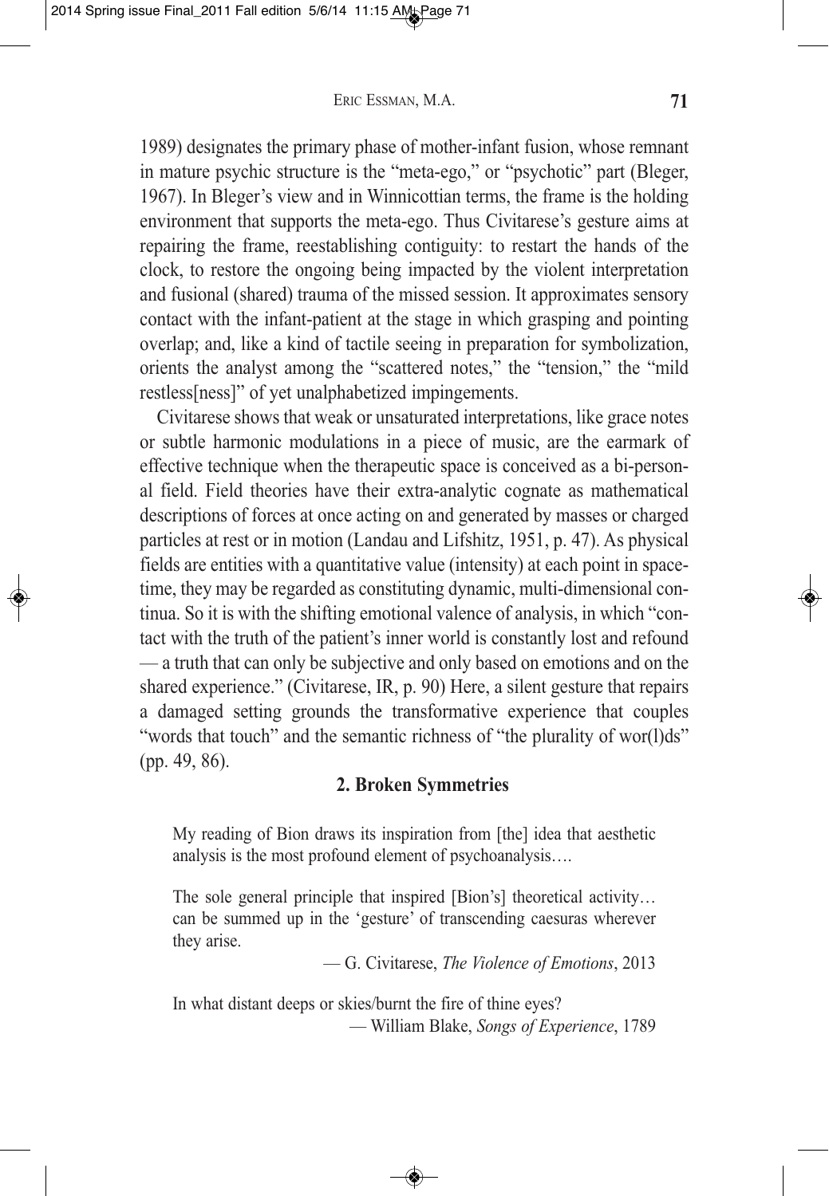1989) designates the primary phase of mother-infant fusion, whose remnant in mature psychic structure is the "meta-ego," or "psychotic" part (Bleger, 1967). In Bleger's view and in Winnicottian terms, the frame is the holding environment that supports the meta-ego. Thus Civitarese's gesture aims at repairing the frame, reestablishing contiguity: to restart the hands of the clock, to restore the ongoing being impacted by the violent interpretation and fusional (shared) trauma of the missed session. It approximates sensory contact with the infant-patient at the stage in which grasping and pointing overlap; and, like a kind of tactile seeing in preparation for symbolization, orients the analyst among the "scattered notes," the "tension," the "mild restless[ness]" of yet unalphabetized impingements.

Civitarese shows that weak or unsaturated interpretations, like grace notes or subtle harmonic modulations in a piece of music, are the earmark of effective technique when the therapeutic space is conceived as a bi-personal field. Field theories have their extra-analytic cognate as mathematical descriptions of forces at once acting on and generated by masses or charged particles at rest or in motion (Landau and Lifshitz, 1951, p. 47). As physical fields are entities with a quantitative value (intensity) at each point in space-time, they may be regarded as constituting dynamic, multi-dimensional continua. So it is with the shifting emotional valence of analysis, in which "contact with the truth of the patient's inner world is constantly lost and refound — a truth that can only be subjective and only based on emotions and on the shared experience." (Civitarese, IR, p. 90) Here, a silent gesture that repairs a damaged setting grounds the transformative experience that couples "words that touch" and the semantic richness of "the plurality of wor(l)ds" (pp. 49, 86).

## 2. Broken Symmetries

> My reading of Bion draws its inspiration from [the] idea that aesthetic analysis is the most profound element of psychoanalysis….
>
> The sole general principle that inspired [Bion's] theoretical activity… can be summed up in the 'gesture' of transcending caesuras wherever they arise.
>
> — G. Civitarese, *The Violence of Emotions*, 2013

> In what distant deeps or skies/burnt the fire of thine eyes?
>
> — William Blake, *Songs of Experience*, 1789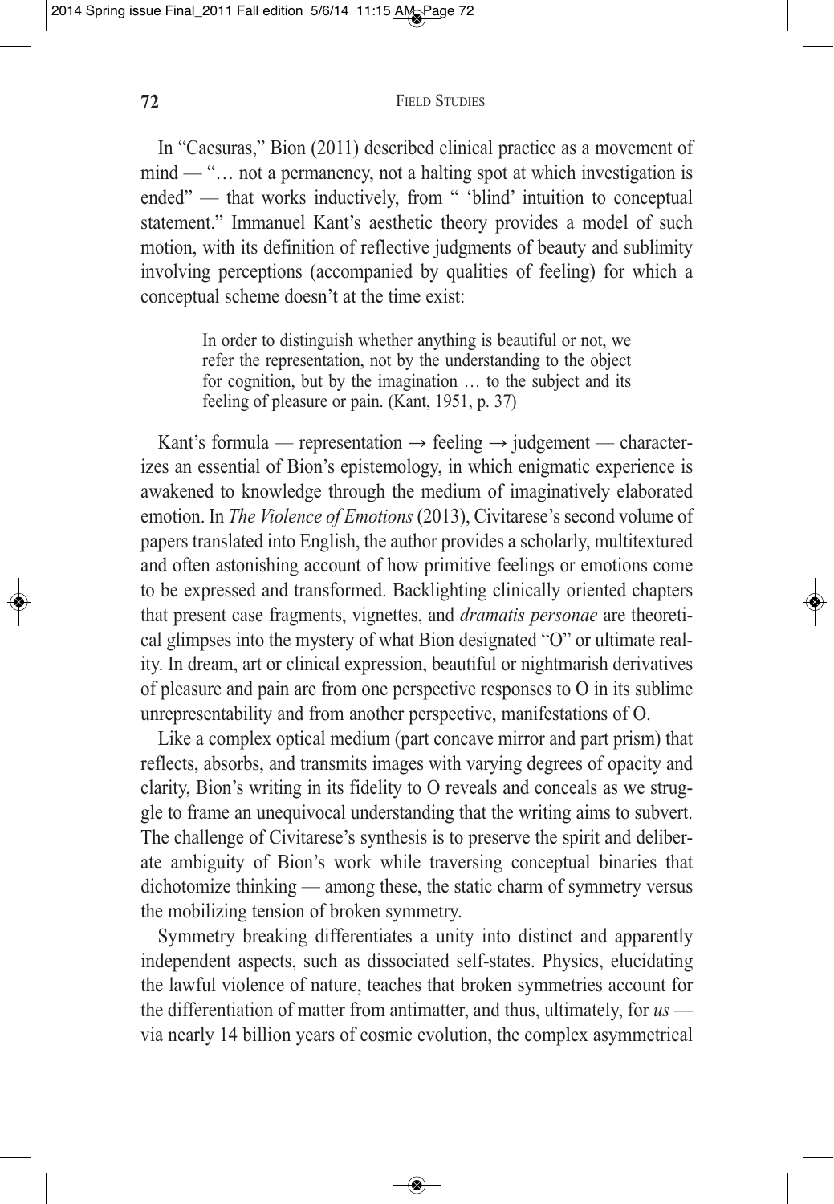In "Caesuras," Bion (2011) described clinical practice as a movement of mind — "… not a permanency, not a halting spot at which investigation is ended" — that works inductively, from " 'blind' intuition to conceptual statement." Immanuel Kant's aesthetic theory provides a model of such motion, with its definition of reflective judgments of beauty and sublimity involving perceptions (accompanied by qualities of feeling) for which a conceptual scheme doesn't at the time exist:

> In order to distinguish whether anything is beautiful or not, we refer the representation, not by the understanding to the object for cognition, but by the imagination … to the subject and its feeling of pleasure or pain. (Kant, 1951, p. 37)

Kant's formula — representation → feeling → judgement — characterizes an essential of Bion's epistemology, in which enigmatic experience is awakened to knowledge through the medium of imaginatively elaborated emotion. In *The Violence of Emotions* (2013), Civitarese's second volume of papers translated into English, the author provides a scholarly, multitextured and often astonishing account of how primitive feelings or emotions come to be expressed and transformed. Backlighting clinically oriented chapters that present case fragments, vignettes, and *dramatis personae* are theoretical glimpses into the mystery of what Bion designated "O" or ultimate reality. In dream, art or clinical expression, beautiful or nightmarish derivatives of pleasure and pain are from one perspective responses to O in its sublime unrepresentability and from another perspective, manifestations of O.

Like a complex optical medium (part concave mirror and part prism) that reflects, absorbs, and transmits images with varying degrees of opacity and clarity, Bion's writing in its fidelity to O reveals and conceals as we struggle to frame an unequivocal understanding that the writing aims to subvert. The challenge of Civitarese's synthesis is to preserve the spirit and deliberate ambiguity of Bion's work while traversing conceptual binaries that dichotomize thinking — among these, the static charm of symmetry versus the mobilizing tension of broken symmetry.

Symmetry breaking differentiates a unity into distinct and apparently independent aspects, such as dissociated self-states. Physics, elucidating the lawful violence of nature, teaches that broken symmetries account for the differentiation of matter from antimatter, and thus, ultimately, for *us* — via nearly 14 billion years of cosmic evolution, the complex asymmetrical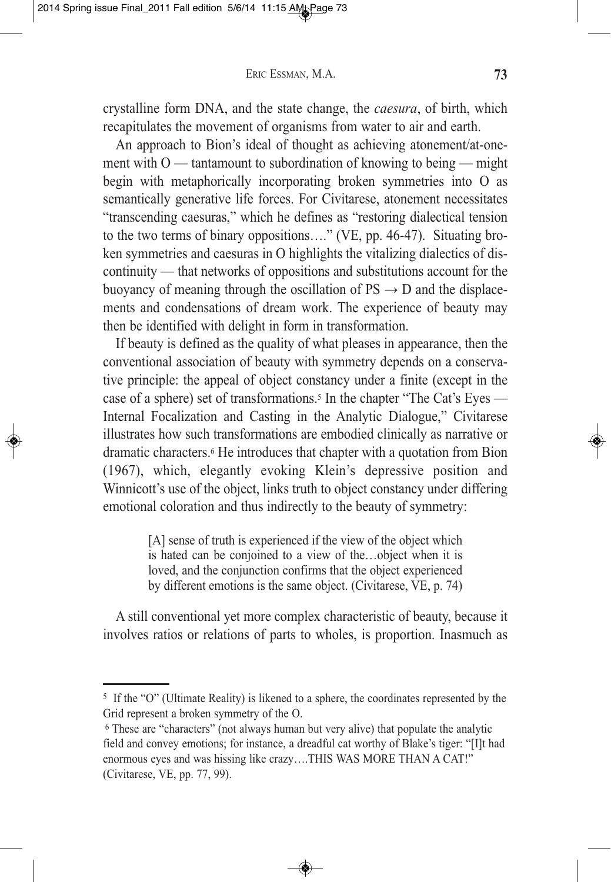crystalline form DNA, and the state change, the *caesura*, of birth, which recapitulates the movement of organisms from water to air and earth.

An approach to Bion's ideal of thought as achieving atonement/at-one-ment with O — tantamount to subordination of knowing to being — might begin with metaphorically incorporating broken symmetries into O as semantically generative life forces. For Civitarese, atonement necessitates "transcending caesuras," which he defines as "restoring dialectical tension to the two terms of binary oppositions…." (VE, pp. 46-47). Situating broken symmetries and caesuras in O highlights the vitalizing dialectics of discontinuity — that networks of oppositions and substitutions account for the buoyancy of meaning through the oscillation of PS → D and the displacements and condensations of dream work. The experience of beauty may then be identified with delight in form in transformation.

If beauty is defined as the quality of what pleases in appearance, then the conventional association of beauty with symmetry depends on a conservative principle: the appeal of object constancy under a finite (except in the case of a sphere) set of transformations.[5] In the chapter "The Cat's Eyes — Internal Focalization and Casting in the Analytic Dialogue," Civitarese illustrates how such transformations are embodied clinically as narrative or dramatic characters.[6] He introduces that chapter with a quotation from Bion (1967), which, elegantly evoking Klein's depressive position and Winnicott's use of the object, links truth to object constancy under differing emotional coloration and thus indirectly to the beauty of symmetry:

> [A] sense of truth is experienced if the view of the object which is hated can be conjoined to a view of the…object when it is loved, and the conjunction confirms that the object experienced by different emotions is the same object. (Civitarese, VE, p. 74)

A still conventional yet more complex characteristic of beauty, because it involves ratios or relations of parts to wholes, is proportion. Inasmuch as

---

[5] If the "O" (Ultimate Reality) is likened to a sphere, the coordinates represented by the Grid represent a broken symmetry of the O.

[6] These are "characters" (not always human but very alive) that populate the analytic field and convey emotions; for instance, a dreadful cat worthy of Blake's tiger: "[I]t had enormous eyes and was hissing like crazy….THIS WAS MORE THAN A CAT!" (Civitarese, VE, pp. 77, 99).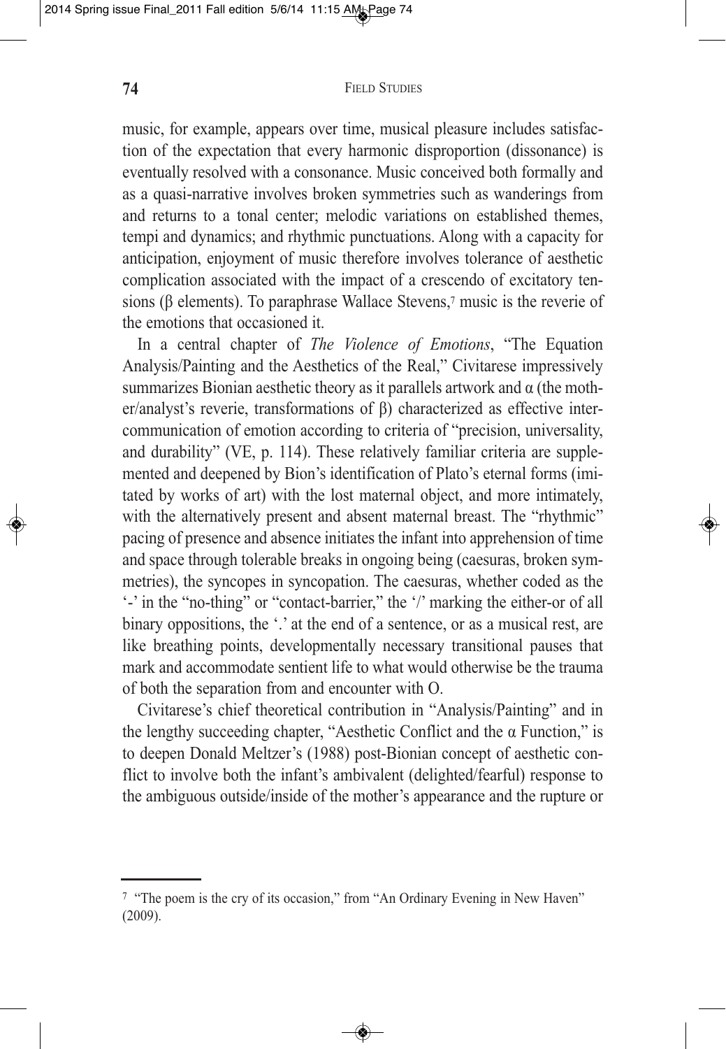music, for example, appears over time, musical pleasure includes satisfaction of the expectation that every harmonic disproportion (dissonance) is eventually resolved with a consonance. Music conceived both formally and as a quasi-narrative involves broken symmetries such as wanderings from and returns to a tonal center; melodic variations on established themes, tempi and dynamics; and rhythmic punctuations. Along with a capacity for anticipation, enjoyment of music therefore involves tolerance of aesthetic complication associated with the impact of a crescendo of excitatory tensions (β elements). To paraphrase Wallace Stevens,[7] music is the reverie of the emotions that occasioned it.

In a central chapter of *The Violence of Emotions*, "The Equation Analysis/Painting and the Aesthetics of the Real," Civitarese impressively summarizes Bionian aesthetic theory as it parallels artwork and α (the mother/analyst's reverie, transformations of β) characterized as effective intercommunication of emotion according to criteria of "precision, universality, and durability" (VE, p. 114). These relatively familiar criteria are supplemented and deepened by Bion's identification of Plato's eternal forms (imitated by works of art) with the lost maternal object, and more intimately, with the alternatively present and absent maternal breast. The "rhythmic" pacing of presence and absence initiates the infant into apprehension of time and space through tolerable breaks in ongoing being (caesuras, broken symmetries), the syncopes in syncopation. The caesuras, whether coded as the '-' in the "no-thing" or "contact-barrier," the '/' marking the either-or of all binary oppositions, the '.' at the end of a sentence, or as a musical rest, are like breathing points, developmentally necessary transitional pauses that mark and accommodate sentient life to what would otherwise be the trauma of both the separation from and encounter with O.

Civitarese's chief theoretical contribution in "Analysis/Painting" and in the lengthy succeeding chapter, "Aesthetic Conflict and the α Function," is to deepen Donald Meltzer's (1988) post-Bionian concept of aesthetic conflict to involve both the infant's ambivalent (delighted/fearful) response to the ambiguous outside/inside of the mother's appearance and the rupture or

---

[7] "The poem is the cry of its occasion," from "An Ordinary Evening in New Haven" (2009).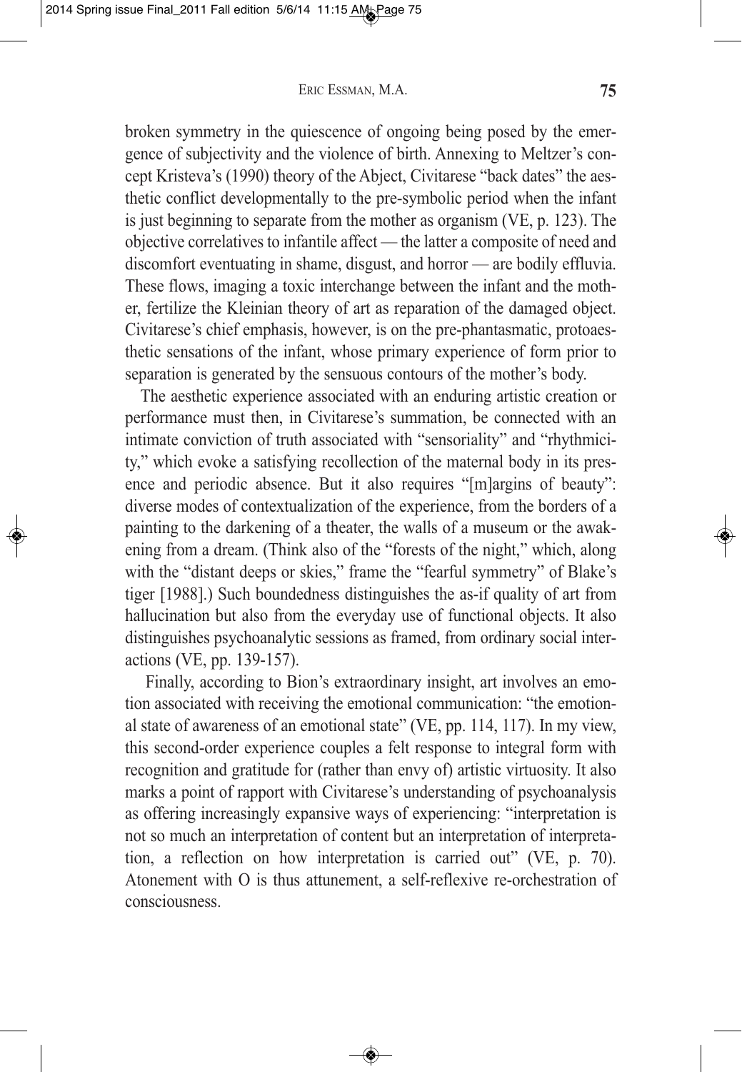broken symmetry in the quiescence of ongoing being posed by the emergence of subjectivity and the violence of birth. Annexing to Meltzer's concept Kristeva's (1990) theory of the Abject, Civitarese "back dates" the aesthetic conflict developmentally to the pre-symbolic period when the infant is just beginning to separate from the mother as organism (VE, p. 123). The objective correlatives to infantile affect — the latter a composite of need and discomfort eventuating in shame, disgust, and horror — are bodily effluvia. These flows, imaging a toxic interchange between the infant and the mother, fertilize the Kleinian theory of art as reparation of the damaged object. Civitarese's chief emphasis, however, is on the pre-phantasmatic, protoaesthetic sensations of the infant, whose primary experience of form prior to separation is generated by the sensuous contours of the mother's body.

The aesthetic experience associated with an enduring artistic creation or performance must then, in Civitarese's summation, be connected with an intimate conviction of truth associated with "sensoriality" and "rhythmicity," which evoke a satisfying recollection of the maternal body in its presence and periodic absence. But it also requires "[m]argins of beauty": diverse modes of contextualization of the experience, from the borders of a painting to the darkening of a theater, the walls of a museum or the awakening from a dream. (Think also of the "forests of the night," which, along with the "distant deeps or skies," frame the "fearful symmetry" of Blake's tiger [1988].) Such boundedness distinguishes the as-if quality of art from hallucination but also from the everyday use of functional objects. It also distinguishes psychoanalytic sessions as framed, from ordinary social interactions (VE, pp. 139-157).

Finally, according to Bion's extraordinary insight, art involves an emotion associated with receiving the emotional communication: "the emotional state of awareness of an emotional state" (VE, pp. 114, 117). In my view, this second-order experience couples a felt response to integral form with recognition and gratitude for (rather than envy of) artistic virtuosity. It also marks a point of rapport with Civitarese's understanding of psychoanalysis as offering increasingly expansive ways of experiencing: "interpretation is not so much an interpretation of content but an interpretation of interpretation, a reflection on how interpretation is carried out" (VE, p. 70). Atonement with O is thus attunement, a self-reflexive re-orchestration of consciousness.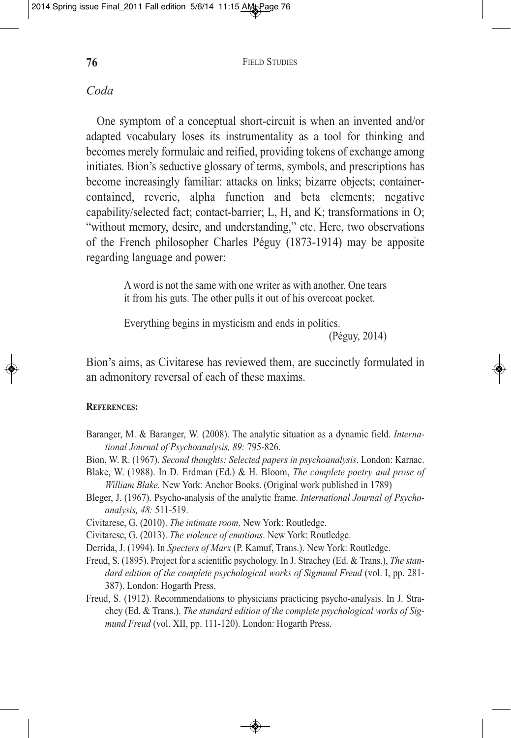*Coda*

One symptom of a conceptual short-circuit is when an invented and/or adapted vocabulary loses its instrumentality as a tool for thinking and becomes merely formulaic and reified, providing tokens of exchange among initiates. Bion's seductive glossary of terms, symbols, and prescriptions has become increasingly familiar: attacks on links; bizarre objects; container-contained, reverie, alpha function and beta elements; negative capability/selected fact; contact-barrier; L, H, and K; transformations in O; "without memory, desire, and understanding," etc. Here, two observations of the French philosopher Charles Péguy (1873-1914) may be apposite regarding language and power:

> A word is not the same with one writer as with another. One tears it from his guts. The other pulls it out of his overcoat pocket.
>
> Everything begins in mysticism and ends in politics.
>
> (Péguy, 2014)

Bion's aims, as Civitarese has reviewed them, are succinctly formulated in an admonitory reversal of each of these maxims.

**References:**

Baranger, M. & Baranger, W. (2008). The analytic situation as a dynamic field. *International Journal of Psychoanalysis, 89:* 795-826.

Bion, W. R. (1967). *Second thoughts: Selected papers in psychoanalysis*. London: Karnac.

Blake, W. (1988). In D. Erdman (Ed.) & H. Bloom, *The complete poetry and prose of William Blake.* New York: Anchor Books. (Original work published in 1789)

Bleger, J. (1967). Psycho-analysis of the analytic frame. *International Journal of Psychoanalysis, 48:* 511-519.

Civitarese, G. (2010). *The intimate room*. New York: Routledge.

Civitarese, G. (2013). *The violence of emotions*. New York: Routledge.

Derrida, J. (1994). In *Specters of Marx* (P. Kamuf, Trans.). New York: Routledge.

Freud, S. (1895). Project for a scientific psychology. In J. Strachey (Ed. & Trans.), *The standard edition of the complete psychological works of Sigmund Freud* (vol. I, pp. 281-387). London: Hogarth Press.

Freud, S. (1912). Recommendations to physicians practicing psycho-analysis. In J. Strachey (Ed. & Trans.). *The standard edition of the complete psychological works of Sigmund Freud* (vol. XII, pp. 111-120). London: Hogarth Press.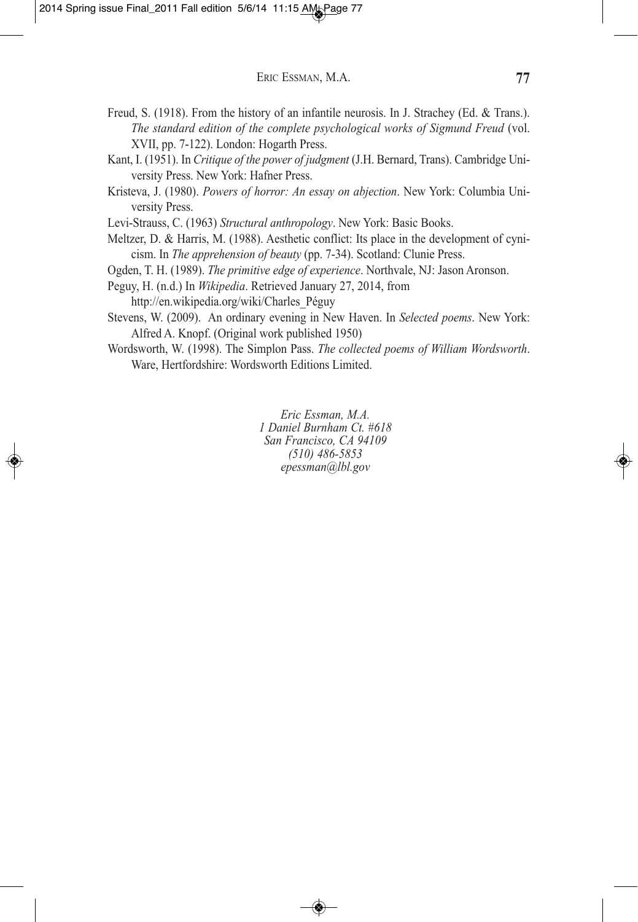Freud, S. (1918). From the history of an infantile neurosis. In J. Strachey (Ed. & Trans.). *The standard edition of the complete psychological works of Sigmund Freud* (vol. XVII, pp. 7-122). London: Hogarth Press.

Kant, I. (1951). In *Critique of the power of judgment* (J.H. Bernard, Trans). Cambridge University Press. New York: Hafner Press.

Kristeva, J. (1980). *Powers of horror: An essay on abjection*. New York: Columbia University Press.

Levi-Strauss, C. (1963) *Structural anthropology*. New York: Basic Books.

Meltzer, D. & Harris, M. (1988). Aesthetic conflict: Its place in the development of cynicism. In *The apprehension of beauty* (pp. 7-34). Scotland: Clunie Press.

Ogden, T. H. (1989). *The primitive edge of experience*. Northvale, NJ: Jason Aronson.

Peguy, H. (n.d.) In *Wikipedia*. Retrieved January 27, 2014, from http://en.wikipedia.org/wiki/Charles_Péguy

Stevens, W. (2009). An ordinary evening in New Haven. In *Selected poems*. New York: Alfred A. Knopf. (Original work published 1950)

Wordsworth, W. (1998). The Simplon Pass. *The collected poems of William Wordsworth*. Ware, Hertfordshire: Wordsworth Editions Limited.

*Eric Essman, M.A.*
*1 Daniel Burnham Ct. #618*
*San Francisco, CA 94109*
*(510) 486-5853*
*epessman@lbl.gov*